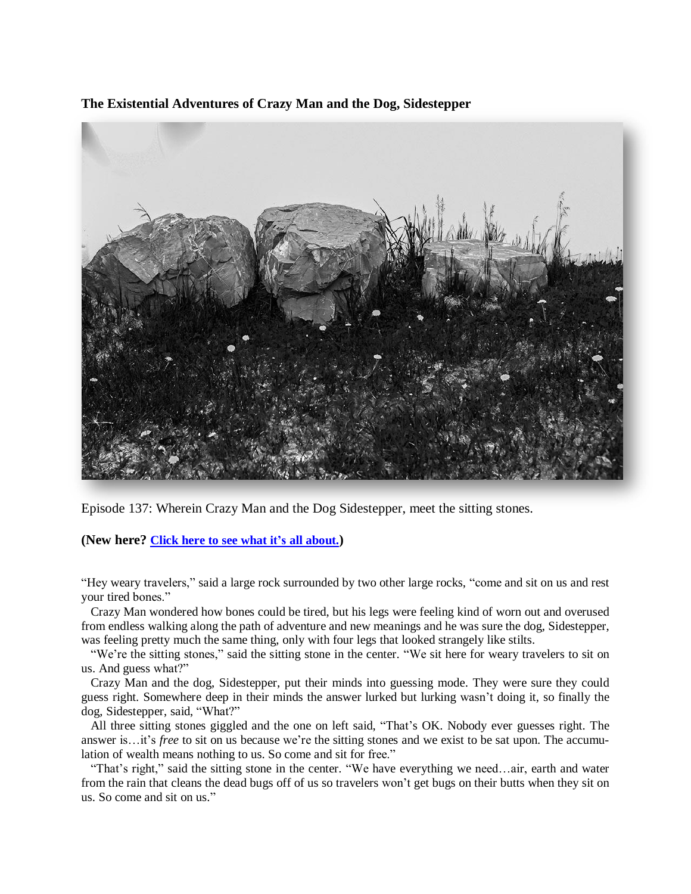**The Existential Adventures of Crazy Man and the Dog, Sidestepper**

Episode 137: Wherein Crazy Man and the Dog Sidestepper, meet the sitting stones.

**(New here? [Click here to see what it's all about.](#))**

"Hey weary travelers," said a large rock surrounded by two other large rocks, "come and sit on us and rest your tired bones."

Crazy Man wondered how bones could be tired, but his legs were feeling kind of worn out and overused from endless walking along the path of adventure and new meanings and he was sure the dog, Sidestepper, was feeling pretty much the same thing, only with four legs that looked strangely like stilts.

"We're the sitting stones," said the sitting stone in the center. "We sit here for weary travelers to sit on us. And guess what?"

Crazy Man and the dog, Sidestepper, put their minds into guessing mode. They were sure they could guess right. Somewhere deep in their minds the answer lurked but lurking wasn't doing it, so finally the dog, Sidestepper, said, "What?"

All three sitting stones giggled and the one on left said, "That's OK. Nobody ever guesses right. The answer is…it's *free* to sit on us because we're the sitting stones and we exist to be sat upon. The accumulation of wealth means nothing to us. So come and sit for free."

"That's right," said the sitting stone in the center. "We have everything we need…air, earth and water from the rain that cleans the dead bugs off of us so travelers won't get bugs on their butts when they sit on us. So come and sit on us."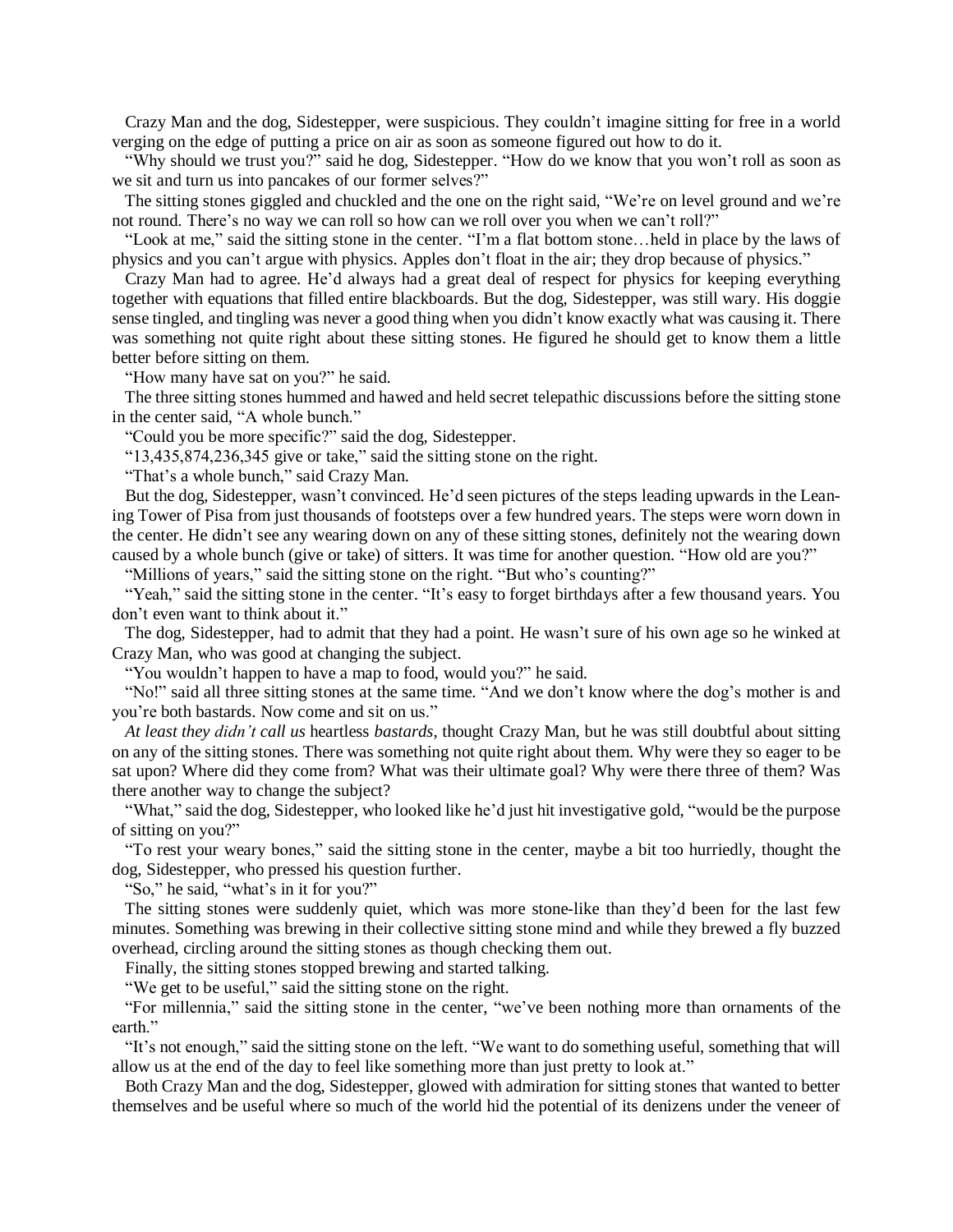Crazy Man and the dog, Sidestepper, were suspicious. They couldn't imagine sitting for free in a world verging on the edge of putting a price on air as soon as someone figured out how to do it.

"Why should we trust you?" said he dog, Sidestepper. "How do we know that you won't roll as soon as we sit and turn us into pancakes of our former selves?"

The sitting stones giggled and chuckled and the one on the right said, "We're on level ground and we're not round. There's no way we can roll so how can we roll over you when we can't roll?"

"Look at me," said the sitting stone in the center. "I'm a flat bottom stone…held in place by the laws of physics and you can't argue with physics. Apples don't float in the air; they drop because of physics."

Crazy Man had to agree. He'd always had a great deal of respect for physics for keeping everything together with equations that filled entire blackboards. But the dog, Sidestepper, was still wary. His doggie sense tingled, and tingling was never a good thing when you didn't know exactly what was causing it. There was something not quite right about these sitting stones. He figured he should get to know them a little better before sitting on them.

"How many have sat on you?" he said.

The three sitting stones hummed and hawed and held secret telepathic discussions before the sitting stone in the center said, "A whole bunch."

"Could you be more specific?" said the dog, Sidestepper.

"13,435,874,236,345 give or take," said the sitting stone on the right.

"That's a whole bunch," said Crazy Man.

But the dog, Sidestepper, wasn't convinced. He'd seen pictures of the steps leading upwards in the Leaning Tower of Pisa from just thousands of footsteps over a few hundred years. The steps were worn down in the center. He didn't see any wearing down on any of these sitting stones, definitely not the wearing down caused by a whole bunch (give or take) of sitters. It was time for another question. "How old are you?"

"Millions of years," said the sitting stone on the right. "But who's counting?"

"Yeah," said the sitting stone in the center. "It's easy to forget birthdays after a few thousand years. You don't even want to think about it."

The dog, Sidestepper, had to admit that they had a point. He wasn't sure of his own age so he winked at Crazy Man, who was good at changing the subject.

"You wouldn't happen to have a map to food, would you?" he said.

"No!" said all three sitting stones at the same time. "And we don't know where the dog's mother is and you're both bastards. Now come and sit on us."

*At least they didn't call us* heartless *bastards*, thought Crazy Man, but he was still doubtful about sitting on any of the sitting stones. There was something not quite right about them. Why were they so eager to be sat upon? Where did they come from? What was their ultimate goal? Why were there three of them? Was there another way to change the subject?

"What," said the dog, Sidestepper, who looked like he'd just hit investigative gold, "would be the purpose of sitting on you?"

"To rest your weary bones," said the sitting stone in the center, maybe a bit too hurriedly, thought the dog, Sidestepper, who pressed his question further.

"So," he said, "what's in it for you?"

The sitting stones were suddenly quiet, which was more stone-like than they'd been for the last few minutes. Something was brewing in their collective sitting stone mind and while they brewed a fly buzzed overhead, circling around the sitting stones as though checking them out.

Finally, the sitting stones stopped brewing and started talking.

"We get to be useful," said the sitting stone on the right.

"For millennia," said the sitting stone in the center, "we've been nothing more than ornaments of the earth."

"It's not enough," said the sitting stone on the left. "We want to do something useful, something that will allow us at the end of the day to feel like something more than just pretty to look at."

Both Crazy Man and the dog, Sidestepper, glowed with admiration for sitting stones that wanted to better themselves and be useful where so much of the world hid the potential of its denizens under the veneer of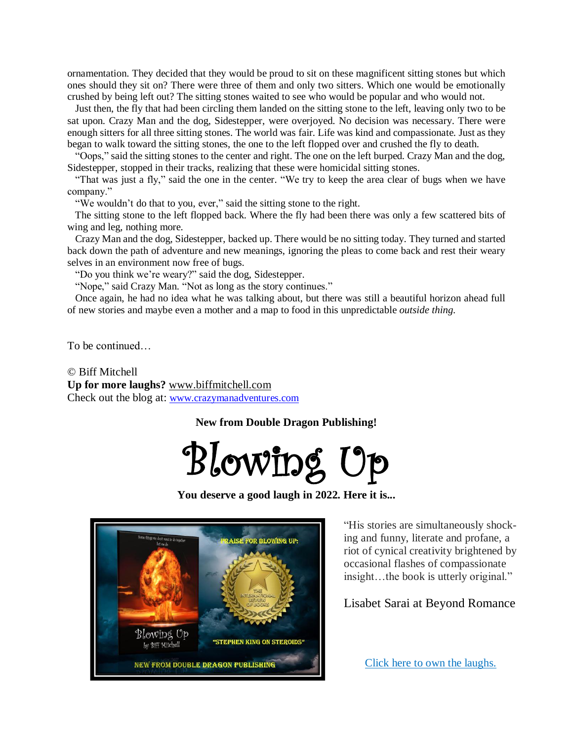ornamentation. They decided that they would be proud to sit on these magnificent sitting stones but which ones should they sit on? There were three of them and only two sitters. Which one would be emotionally crushed by being left out? The sitting stones waited to see who would be popular and who would not.

Just then, the fly that had been circling them landed on the sitting stone to the left, leaving only two to be sat upon. Crazy Man and the dog, Sidestepper, were overjoyed. No decision was necessary. There were enough sitters for all three sitting stones. The world was fair. Life was kind and compassionate. Just as they began to walk toward the sitting stones, the one to the left flopped over and crushed the fly to death.

"Oops," said the sitting stones to the center and right. The one on the left burped. Crazy Man and the dog, Sidestepper, stopped in their tracks, realizing that these were homicidal sitting stones.

"That was just a fly," said the one in the center. "We try to keep the area clear of bugs when we have company."

"We wouldn't do that to you, ever," said the sitting stone to the right.

The sitting stone to the left flopped back. Where the fly had been there was only a few scattered bits of wing and leg, nothing more.

Crazy Man and the dog, Sidestepper, backed up. There would be no sitting today. They turned and started back down the path of adventure and new meanings, ignoring the pleas to come back and rest their weary selves in an environment now free of bugs.

"Do you think we're weary?" said the dog, Sidestepper.

"Nope," said Crazy Man. "Not as long as the story continues."

Once again, he had no idea what he was talking about, but there was still a beautiful horizon ahead full of new stories and maybe even a mother and a map to food in this unpredictable *outside thing.*

To be continued…

© Biff Mitchell
**Up for more laughs?** www.biffmitchell.com
Check out the blog at: www.crazymanadventures.com

**New from Double Dragon Publishing!**

# Blowing Up

**You deserve a good laugh in 2022. Here it is...**

"His stories are simultaneously shocking and funny, literate and profane, a riot of cynical creativity brightened by occasional flashes of compassionate insight…the book is utterly original."

Lisabet Sarai at Beyond Romance

Click here to own the laughs.